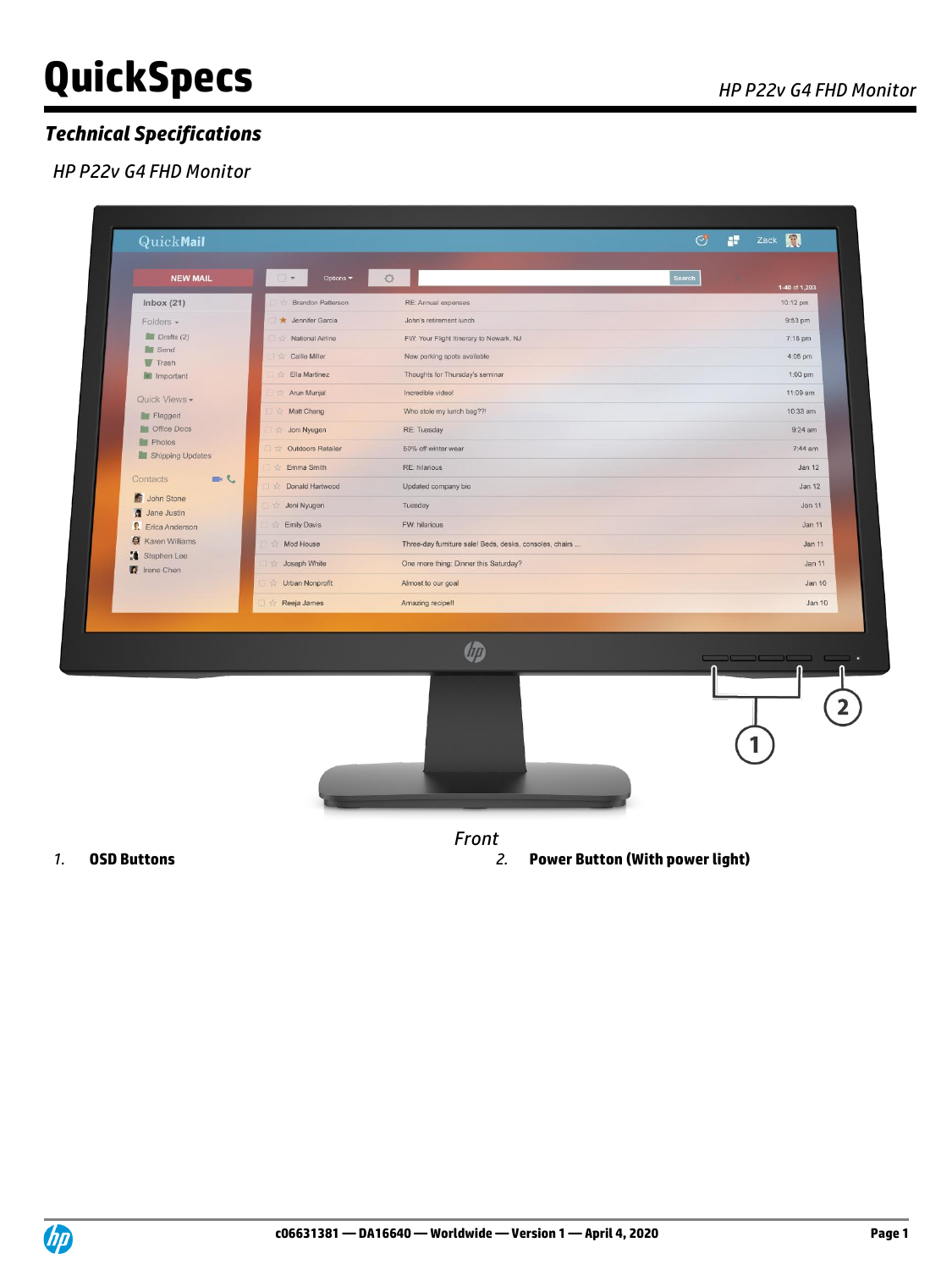# QuickSpecs

## Technical Specifications

### HP P22v G4 FHD Monitor

Front

1. **OSD Buttons**
2. **Power Button (With power light)**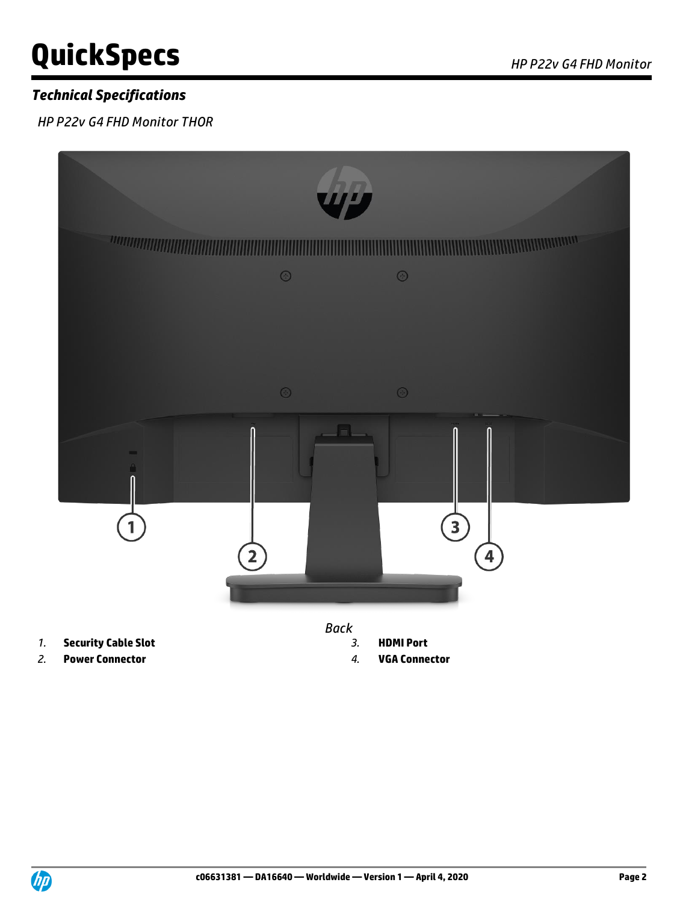## Technical Specifications

*HP P22v G4 FHD Monitor THOR*

*Back*

1. **Security Cable Slot**
2. **Power Connector**
3. **HDMI Port**
4. **VGA Connector**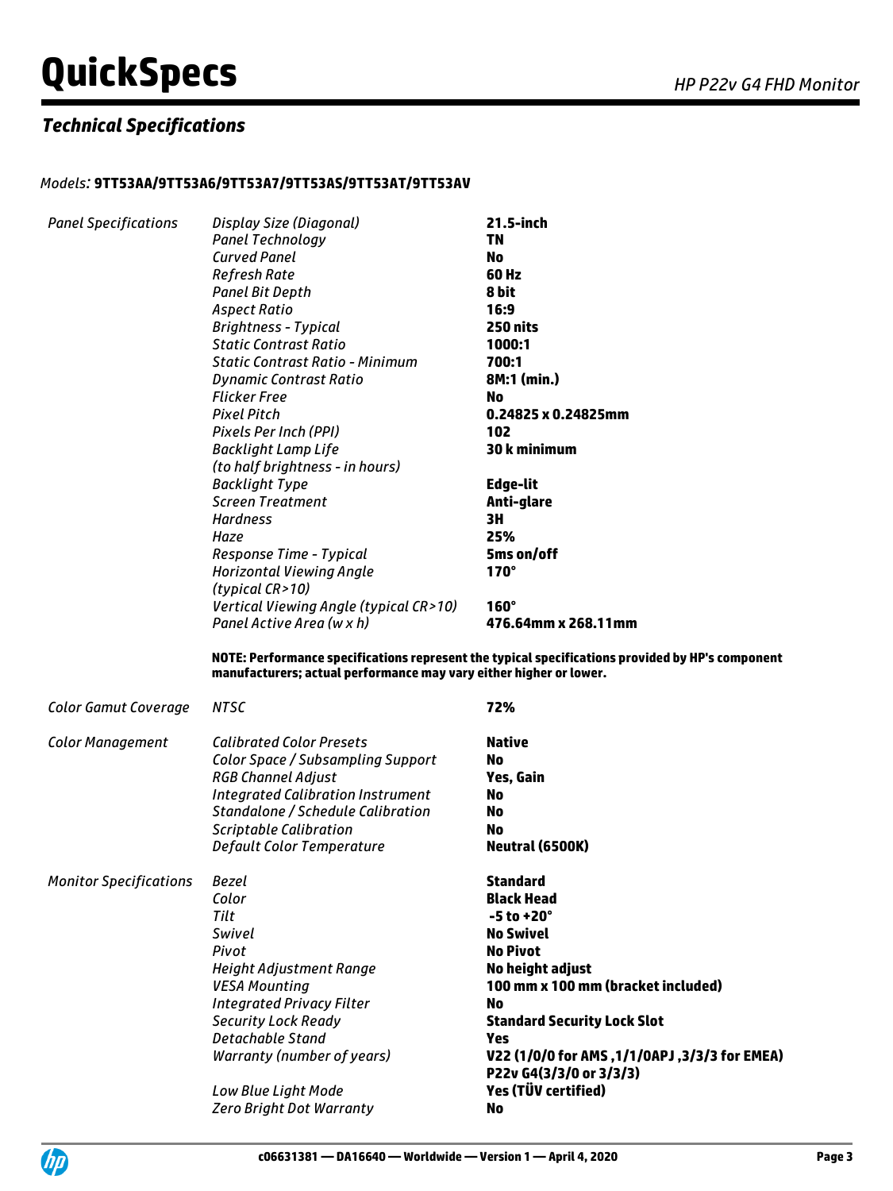## Technical Specifications

*Models:* **9TT53AA/9TT53A6/9TT53A7/9TT53AS/9TT53AT/9TT53AV**

| | | |
|---|---|---|
| *Panel Specifications* | *Display Size (Diagonal)* | **21.5-inch** |
| | *Panel Technology* | **TN** |
| | *Curved Panel* | **No** |
| | *Refresh Rate* | **60 Hz** |
| | *Panel Bit Depth* | **8 bit** |
| | *Aspect Ratio* | **16:9** |
| | *Brightness - Typical* | **250 nits** |
| | *Static Contrast Ratio* | **1000:1** |
| | *Static Contrast Ratio - Minimum* | **700:1** |
| | *Dynamic Contrast Ratio* | **8M:1 (min.)** |
| | *Flicker Free* | **No** |
| | *Pixel Pitch* | **0.24825 x 0.24825mm** |
| | *Pixels Per Inch (PPI)* | **102** |
| | *Backlight Lamp Life (to half brightness - in hours)* | **30 k minimum** |
| | *Backlight Type* | **Edge-lit** |
| | *Screen Treatment* | **Anti-glare** |
| | *Hardness* | **3H** |
| | *Haze* | **25%** |
| | *Response Time - Typical* | **5ms on/off** |
| | *Horizontal Viewing Angle (typical CR>10)* | **170°** |
| | *Vertical Viewing Angle (typical CR>10)* | **160°** |
| | *Panel Active Area (w x h)* | **476.64mm x 268.11mm** |

**NOTE: Performance specifications represent the typical specifications provided by HP's component manufacturers; actual performance may vary either higher or lower.**

| | | |
|---|---|---|
| *Color Gamut Coverage* | *NTSC* | **72%** |
| *Color Management* | *Calibrated Color Presets* | **Native** |
| | *Color Space / Subsampling Support* | **No** |
| | *RGB Channel Adjust* | **Yes, Gain** |
| | *Integrated Calibration Instrument* | **No** |
| | *Standalone / Schedule Calibration* | **No** |
| | *Scriptable Calibration* | **No** |
| | *Default Color Temperature* | **Neutral (6500K)** |
| *Monitor Specifications* | *Bezel* | **Standard** |
| | *Color* | **Black Head** |
| | *Tilt* | **-5 to +20°** |
| | *Swivel* | **No Swivel** |
| | *Pivot* | **No Pivot** |
| | *Height Adjustment Range* | **No height adjust** |
| | *VESA Mounting* | **100 mm x 100 mm (bracket included)** |
| | *Integrated Privacy Filter* | **No** |
| | *Security Lock Ready* | **Standard Security Lock Slot** |
| | *Detachable Stand* | **Yes** |
| | *Warranty (number of years)* | **V22 (1/0/0 for AMS ,1/1/0APJ ,3/3/3 for EMEA) P22v G4(3/3/0 or 3/3/3)** |
| | *Low Blue Light Mode* | **Yes (TÜV certified)** |
| | *Zero Bright Dot Warranty* | **No** |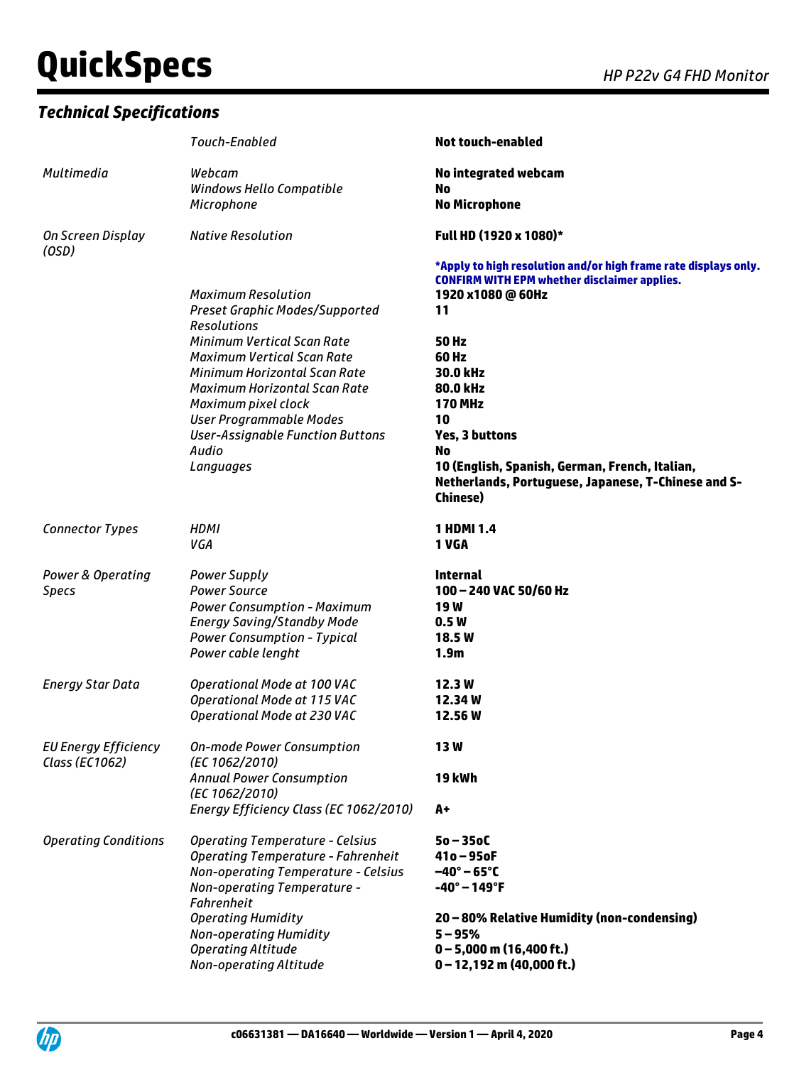## *Technical Specifications*

| | | |
|---|---|---|
| | *Touch-Enabled* | **Not touch-enabled** |
| *Multimedia* | *Webcam* | **No integrated webcam** |
| | *Windows Hello Compatible* | **No** |
| | *Microphone* | **No Microphone** |
| *On Screen Display (OSD)* | *Native Resolution* | **Full HD (1920 x 1080)***<br><br>***Apply to high resolution and/or high frame rate displays only. CONFIRM WITH EPM whether disclaimer applies.** |
| | *Maximum Resolution* | **1920 x1080 @ 60Hz** |
| | *Preset Graphic Modes/Supported Resolutions* | **11** |
| | *Minimum Vertical Scan Rate* | **50 Hz** |
| | *Maximum Vertical Scan Rate* | **60 Hz** |
| | *Minimum Horizontal Scan Rate* | **30.0 kHz** |
| | *Maximum Horizontal Scan Rate* | **80.0 kHz** |
| | *Maximum pixel clock* | **170 MHz** |
| | *User Programmable Modes* | **10** |
| | *User-Assignable Function Buttons* | **Yes, 3 buttons** |
| | *Audio* | **No** |
| | *Languages* | **10 (English, Spanish, German, French, Italian, Netherlands, Portuguese, Japanese, T-Chinese and S-Chinese)** |
| *Connector Types* | *HDMI* | **1 HDMI 1.4** |
| | *VGA* | **1 VGA** |
| *Power & Operating Specs* | *Power Supply* | **Internal** |
| | *Power Source* | **100 – 240 VAC 50/60 Hz** |
| | *Power Consumption - Maximum* | **19 W** |
| | *Energy Saving/Standby Mode* | **0.5 W** |
| | *Power Consumption - Typical* | **18.5 W** |
| | *Power cable lenght* | **1.9m** |
| *Energy Star Data* | *Operational Mode at 100 VAC* | **12.3 W** |
| | *Operational Mode at 115 VAC* | **12.34 W** |
| | *Operational Mode at 230 VAC* | **12.56 W** |
| *EU Energy Efficiency Class (EC1062)* | *On-mode Power Consumption (EC 1062/2010)* | **13 W** |
| | *Annual Power Consumption (EC 1062/2010)* | **19 kWh** |
| | *Energy Efficiency Class (EC 1062/2010)* | **A+** |
| *Operating Conditions* | *Operating Temperature - Celsius* | **5o – 35oC** |
| | *Operating Temperature - Fahrenheit* | **41o – 95oF** |
| | *Non-operating Temperature - Celsius* | **−40° – 65°C** |
| | *Non-operating Temperature - Fahrenheit* | **-40° – 149°F** |
| | *Operating Humidity* | **20 – 80% Relative Humidity (non-condensing)** |
| | *Non-operating Humidity* | **5 – 95%** |
| | *Operating Altitude* | **0 – 5,000 m (16,400 ft.)** |
| | *Non-operating Altitude* | **0 – 12,192 m (40,000 ft.)** |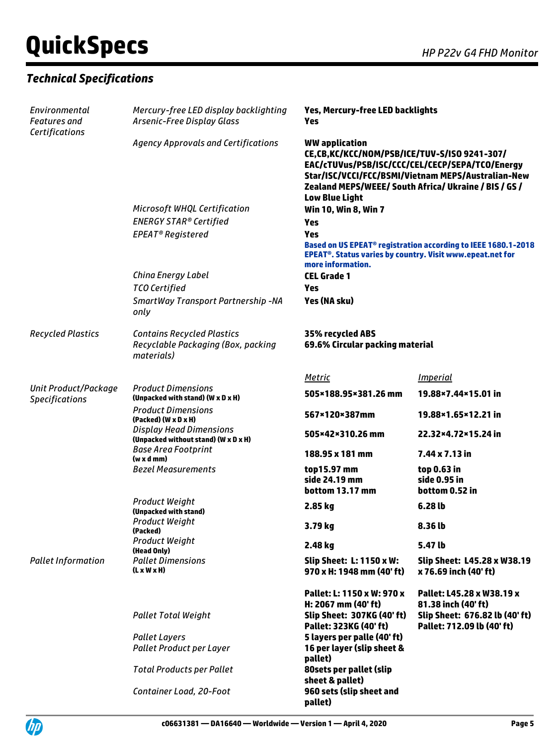## Technical Specifications

| | | | |
|---|---|---|---|
| *Environmental Features and Certifications* | *Mercury-free LED display backlighting* | **Yes, Mercury-free LED backlights** | |
| | *Arsenic-Free Display Glass* | **Yes** | |
| | *Agency Approvals and Certifications* | **WW application CE,CB,KC/KCC/NOM/PSB/ICE/TUV-S/ISO 9241-307/ EAC/cTUVus/PSB/ISC/CCC/CEL/CECP/SEPA/TCO/Energy Star/ISC/VCCI/FCC/BSMI/Vietnam MEPS/Australian-New Zealand MEPS/WEEE/ South Africa/ Ukraine / BIS / GS / Low Blue Light** | |
| | *Microsoft WHQL Certification* | **Win 10, Win 8, Win 7** | |
| | *ENERGY STAR® Certified* | **Yes** | |
| | *EPEAT® Registered* | **Yes** Based on US EPEAT® registration according to IEEE 1680.1-2018 EPEAT®. Status varies by country. Visit www.epeat.net for more information. | |
| | *China Energy Label* | **CEL Grade 1** | |
| | *TCO Certified* | **Yes** | |
| | *SmartWay Transport Partnership -NA only* | **Yes (NA sku)** | |
| *Recycled Plastics* | *Contains Recycled Plastics* | **35% recycled ABS** | |
| | *Recyclable Packaging (Box, packing materials)* | **69.6% Circular packing material** | |
| | | *Metric* | *Imperial* |
| *Unit Product/Package Specifications* | *Product Dimensions* **(Unpacked with stand) (W x D x H)** | **505×188.95×381.26 mm** | **19.88×7.44×15.01 in** |
| | *Product Dimensions* **(Packed) (W x D x H)** | **567×120×387mm** | **19.88×1.65×12.21 in** |
| | *Display Head Dimensions* **(Unpacked without stand) (W x D x H)** | **505×42×310.26 mm** | **22.32×4.72×15.24 in** |
| | *Base Area Footprint* **(w x d mm)** | **188.95 x 181 mm** | **7.44 x 7.13 in** |
| | *Bezel Measurements* | **top15.97 mm side 24.19 mm bottom 13.17 mm** | **top 0.63 in side 0.95 in bottom 0.52 in** |
| | *Product Weight* **(Unpacked with stand)** | **2.85 kg** | **6.28 lb** |
| | *Product Weight* **(Packed)** | **3.79 kg** | **8.36 lb** |
| | *Product Weight* **(Head Only)** | **2.48 kg** | **5.47 lb** |
| *Pallet Information* | *Pallet Dimensions* **(L x W x H)** | **Slip Sheet: L: 1150 x W: 970 x H: 1948 mm (40' ft)** **Pallet: L: 1150 x W: 970 x H: 2067 mm (40' ft)** | **Slip Sheet: L45.28 x W38.19 x 76.69 inch (40' ft)** **Pallet: L45.28 x W38.19 x 81.38 inch (40' ft)** |
| | *Pallet Total Weight* | **Slip Sheet: 307KG (40' ft)** **Pallet: 323KG (40' ft)** | **Slip Sheet: 676.82 lb (40' ft)** **Pallet: 712.09 lb (40' ft)** |
| | *Pallet Layers* | **5 layers per palle (40' ft)** | |
| | *Pallet Product per Layer* | **16 per layer (slip sheet & pallet)** | |
| | *Total Products per Pallet* | **80sets per pallet (slip sheet & pallet)** | |
| | *Container Load, 20-Foot* | **960 sets (slip sheet and pallet)** | |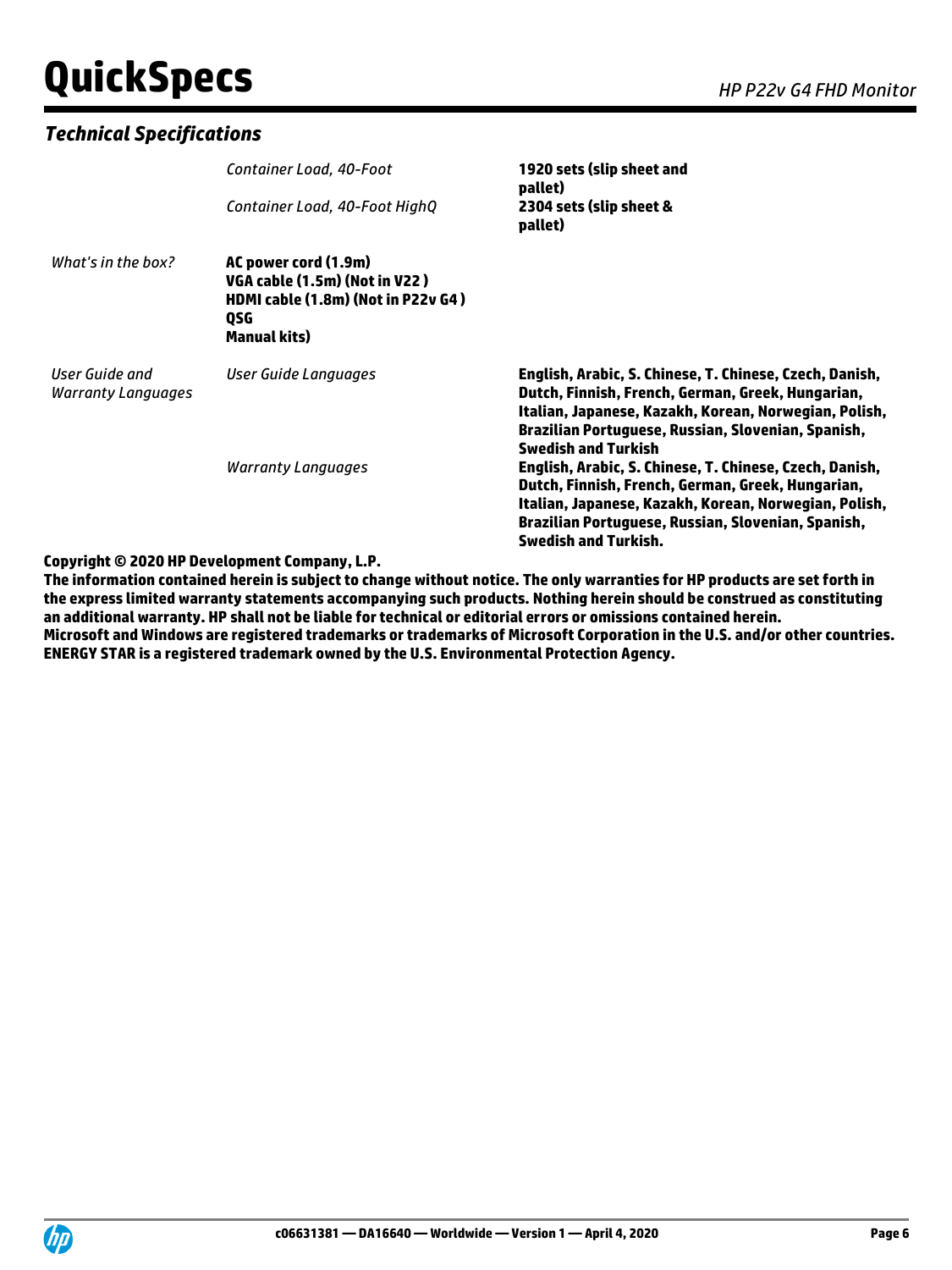## *Technical Specifications*

| | | |
|---|---|---|
| | *Container Load, 40-Foot* | **1920 sets (slip sheet and pallet)** |
| | *Container Load, 40-Foot HighQ* | **2304 sets (slip sheet & pallet)** |
| *What's in the box?* | **AC power cord (1.9m)**<br>**VGA cable (1.5m) (Not in V22 )**<br>**HDMI cable (1.8m) (Not in P22v G4 )**<br>**QSG**<br>**Manual kits)** | |
| *User Guide and Warranty Languages* | *User Guide Languages* | **English, Arabic, S. Chinese, T. Chinese, Czech, Danish, Dutch, Finnish, French, German, Greek, Hungarian, Italian, Japanese, Kazakh, Korean, Norwegian, Polish, Brazilian Portuguese, Russian, Slovenian, Spanish, Swedish and Turkish** |
| | *Warranty Languages* | **English, Arabic, S. Chinese, T. Chinese, Czech, Danish, Dutch, Finnish, French, German, Greek, Hungarian, Italian, Japanese, Kazakh, Korean, Norwegian, Polish, Brazilian Portuguese, Russian, Slovenian, Spanish, Swedish and Turkish.** |

**Copyright © 2020 HP Development Company, L.P.**
**The information contained herein is subject to change without notice. The only warranties for HP products are set forth in the express limited warranty statements accompanying such products. Nothing herein should be construed as constituting an additional warranty. HP shall not be liable for technical or editorial errors or omissions contained herein.**
**Microsoft and Windows are registered trademarks or trademarks of Microsoft Corporation in the U.S. and/or other countries.**
**ENERGY STAR is a registered trademark owned by the U.S. Environmental Protection Agency.**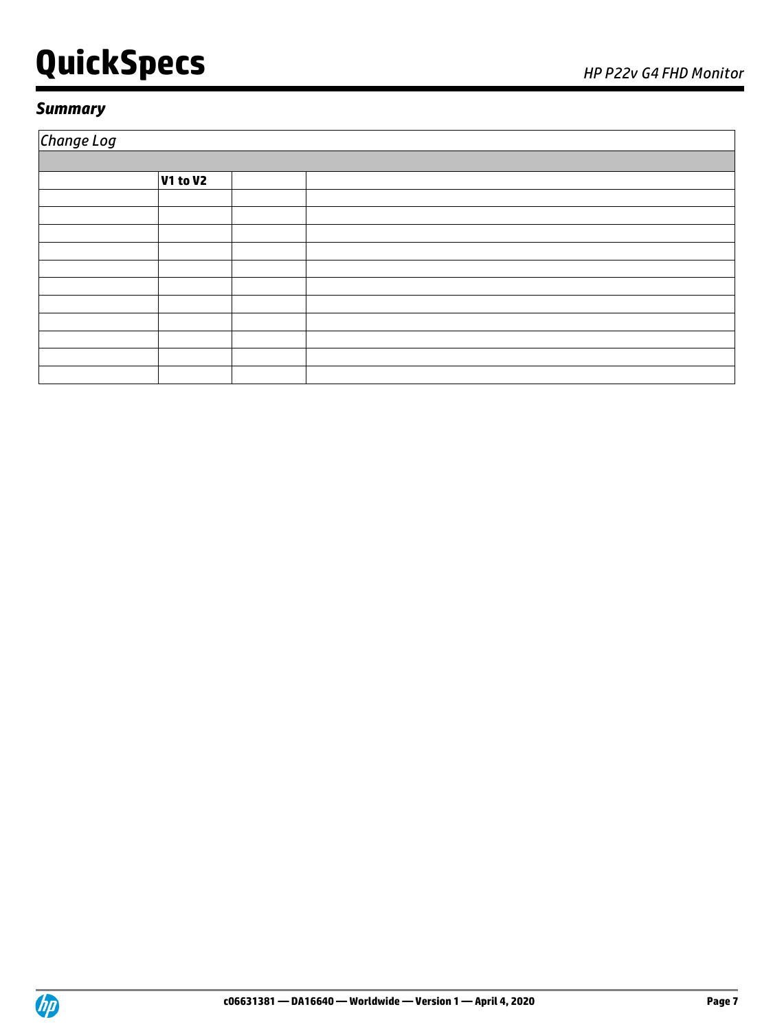## *Summary*

| *Change Log* | | | |
|---|---|---|---|
| | | | |
| | **V1 to V2** | | |
| | | | |
| | | | |
| | | | |
| | | | |
| | | | |
| | | | |
| | | | |
| | | | |
| | | | |
| | | | |
| | | | |